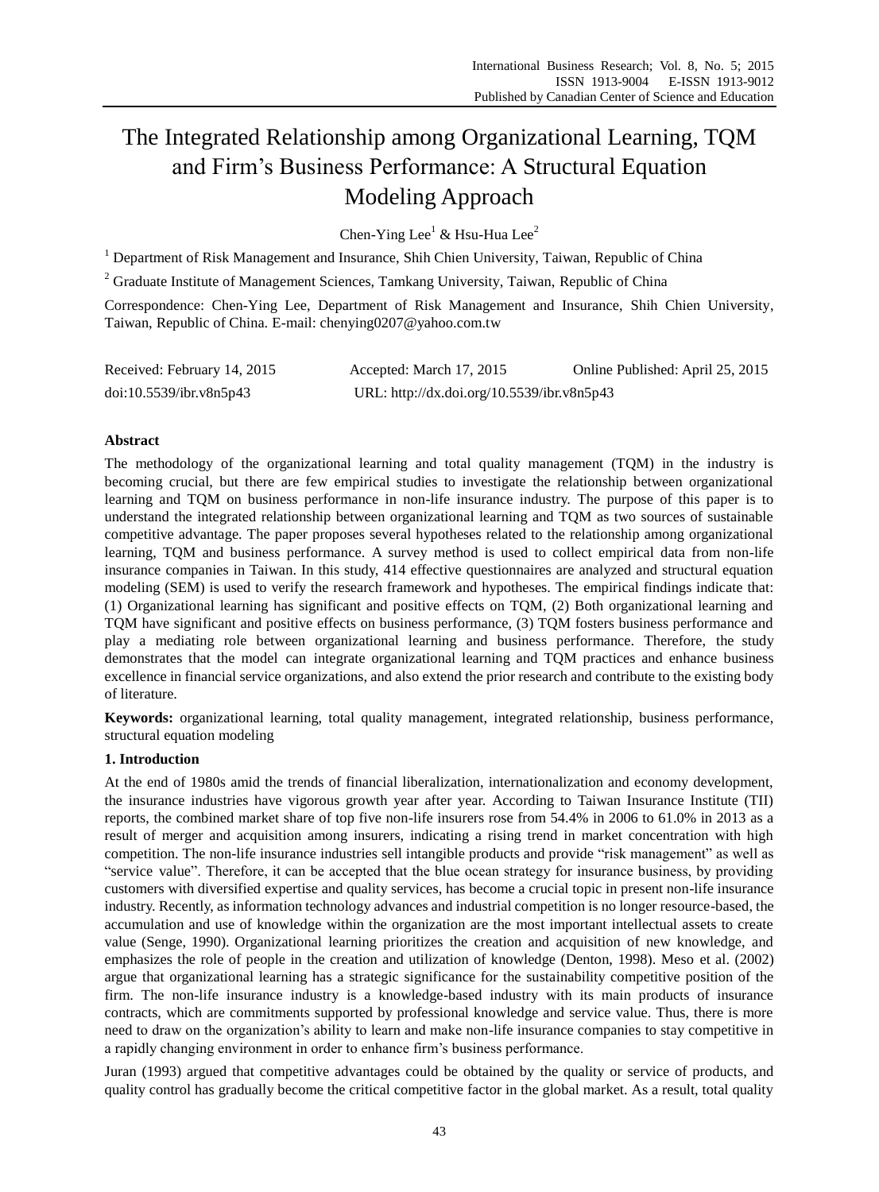# The Integrated Relationship among Organizational Learning, TQM and Firm's Business Performance: A Structural Equation Modeling Approach

Chen-Ying Lee[1] & Hsu-Hua Lee[2]

[1] Department of Risk Management and Insurance, Shih Chien University, Taiwan, Republic of China

[2] Graduate Institute of Management Sciences, Tamkang University, Taiwan, Republic of China

Correspondence: Chen-Ying Lee, Department of Risk Management and Insurance, Shih Chien University, Taiwan, Republic of China. E-mail: chenying0207@yahoo.com.tw

Received: February 14, 2015  Accepted: March 17, 2015  Online Published: April 25, 2015

doi:10.5539/ibr.v8n5p43  URL: http://dx.doi.org/10.5539/ibr.v8n5p43

## Abstract

The methodology of the organizational learning and total quality management (TQM) in the industry is becoming crucial, but there are few empirical studies to investigate the relationship between organizational learning and TQM on business performance in non-life insurance industry. The purpose of this paper is to understand the integrated relationship between organizational learning and TQM as two sources of sustainable competitive advantage. The paper proposes several hypotheses related to the relationship among organizational learning, TQM and business performance. A survey method is used to collect empirical data from non-life insurance companies in Taiwan. In this study, 414 effective questionnaires are analyzed and structural equation modeling (SEM) is used to verify the research framework and hypotheses. The empirical findings indicate that: (1) Organizational learning has significant and positive effects on TQM, (2) Both organizational learning and TQM have significant and positive effects on business performance, (3) TQM fosters business performance and play a mediating role between organizational learning and business performance. Therefore, the study demonstrates that the model can integrate organizational learning and TQM practices and enhance business excellence in financial service organizations, and also extend the prior research and contribute to the existing body of literature.

**Keywords:** organizational learning, total quality management, integrated relationship, business performance, structural equation modeling

## 1. Introduction

At the end of 1980s amid the trends of financial liberalization, internationalization and economy development, the insurance industries have vigorous growth year after year. According to Taiwan Insurance Institute (TII) reports, the combined market share of top five non-life insurers rose from 54.4% in 2006 to 61.0% in 2013 as a result of merger and acquisition among insurers, indicating a rising trend in market concentration with high competition. The non-life insurance industries sell intangible products and provide "risk management" as well as "service value". Therefore, it can be accepted that the blue ocean strategy for insurance business, by providing customers with diversified expertise and quality services, has become a crucial topic in present non-life insurance industry. Recently, as information technology advances and industrial competition is no longer resource-based, the accumulation and use of knowledge within the organization are the most important intellectual assets to create value (Senge, 1990). Organizational learning prioritizes the creation and acquisition of new knowledge, and emphasizes the role of people in the creation and utilization of knowledge (Denton, 1998). Meso et al. (2002) argue that organizational learning has a strategic significance for the sustainability competitive position of the firm. The non-life insurance industry is a knowledge-based industry with its main products of insurance contracts, which are commitments supported by professional knowledge and service value. Thus, there is more need to draw on the organization's ability to learn and make non-life insurance companies to stay competitive in a rapidly changing environment in order to enhance firm's business performance.

Juran (1993) argued that competitive advantages could be obtained by the quality or service of products, and quality control has gradually become the critical competitive factor in the global market. As a result, total quality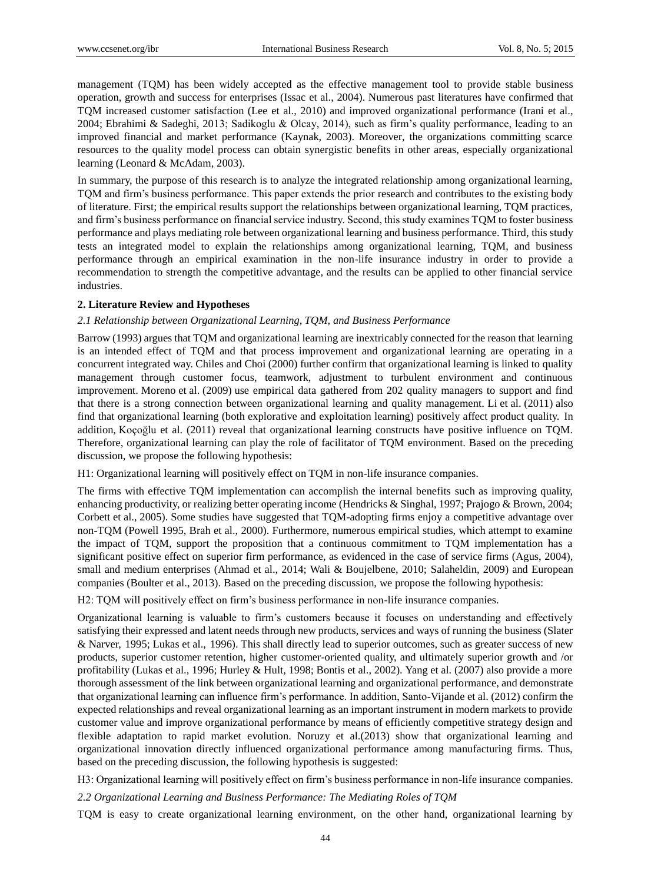management (TQM) has been widely accepted as the effective management tool to provide stable business operation, growth and success for enterprises (Issac et al., 2004). Numerous past literatures have confirmed that TQM increased customer satisfaction (Lee et al., 2010) and improved organizational performance (Irani et al., 2004; Ebrahimi & Sadeghi, 2013; Sadikoglu & Olcay, 2014), such as firm's quality performance, leading to an improved financial and market performance (Kaynak, 2003). Moreover, the organizations committing scarce resources to the quality model process can obtain synergistic benefits in other areas, especially organizational learning (Leonard & McAdam, 2003).

In summary, the purpose of this research is to analyze the integrated relationship among organizational learning, TQM and firm's business performance. This paper extends the prior research and contributes to the existing body of literature. First; the empirical results support the relationships between organizational learning, TQM practices, and firm's business performance on financial service industry. Second, this study examines TQM to foster business performance and plays mediating role between organizational learning and business performance. Third, this study tests an integrated model to explain the relationships among organizational learning, TQM, and business performance through an empirical examination in the non-life insurance industry in order to provide a recommendation to strength the competitive advantage, and the results can be applied to other financial service industries.

## 2. Literature Review and Hypotheses

### *2.1 Relationship between Organizational Learning, TQM, and Business Performance*

Barrow (1993) argues that TQM and organizational learning are inextricably connected for the reason that learning is an intended effect of TQM and that process improvement and organizational learning are operating in a concurrent integrated way. Chiles and Choi (2000) further confirm that organizational learning is linked to quality management through customer focus, teamwork, adjustment to turbulent environment and continuous improvement. Moreno et al. (2009) use empirical data gathered from 202 quality managers to support and find that there is a strong connection between organizational learning and quality management. Li et al. (2011) also find that organizational learning (both explorative and exploitation learning) positively affect product quality. In addition, Koçoğlu et al. (2011) reveal that organizational learning constructs have positive influence on TQM. Therefore, organizational learning can play the role of facilitator of TQM environment. Based on the preceding discussion, we propose the following hypothesis:

H1: Organizational learning will positively effect on TQM in non-life insurance companies.

The firms with effective TQM implementation can accomplish the internal benefits such as improving quality, enhancing productivity, or realizing better operating income (Hendricks & Singhal, 1997; Prajogo & Brown, 2004; Corbett et al., 2005). Some studies have suggested that TQM-adopting firms enjoy a competitive advantage over non-TQM (Powell 1995, Brah et al., 2000). Furthermore, numerous empirical studies, which attempt to examine the impact of TQM, support the proposition that a continuous commitment to TQM implementation has a significant positive effect on superior firm performance, as evidenced in the case of service firms (Agus, 2004), small and medium enterprises (Ahmad et al., 2014; Wali & Boujelbene, 2010; Salaheldin, 2009) and European companies (Boulter et al., 2013). Based on the preceding discussion, we propose the following hypothesis:

H2: TQM will positively effect on firm's business performance in non-life insurance companies.

Organizational learning is valuable to firm's customers because it focuses on understanding and effectively satisfying their expressed and latent needs through new products, services and ways of running the business (Slater & Narver, 1995; Lukas et al., 1996). This shall directly lead to superior outcomes, such as greater success of new products, superior customer retention, higher customer-oriented quality, and ultimately superior growth and /or profitability (Lukas et al., 1996; Hurley & Hult, 1998; Bontis et al., 2002). Yang et al. (2007) also provide a more thorough assessment of the link between organizational learning and organizational performance, and demonstrate that organizational learning can influence firm's performance. In addition, Santo-Vijande et al. (2012) confirm the expected relationships and reveal organizational learning as an important instrument in modern markets to provide customer value and improve organizational performance by means of efficiently competitive strategy design and flexible adaptation to rapid market evolution. Noruzy et al.(2013) show that organizational learning and organizational innovation directly influenced organizational performance among manufacturing firms. Thus, based on the preceding discussion, the following hypothesis is suggested:

H3: Organizational learning will positively effect on firm's business performance in non-life insurance companies.

### *2.2 Organizational Learning and Business Performance: The Mediating Roles of TQM*

TQM is easy to create organizational learning environment, on the other hand, organizational learning by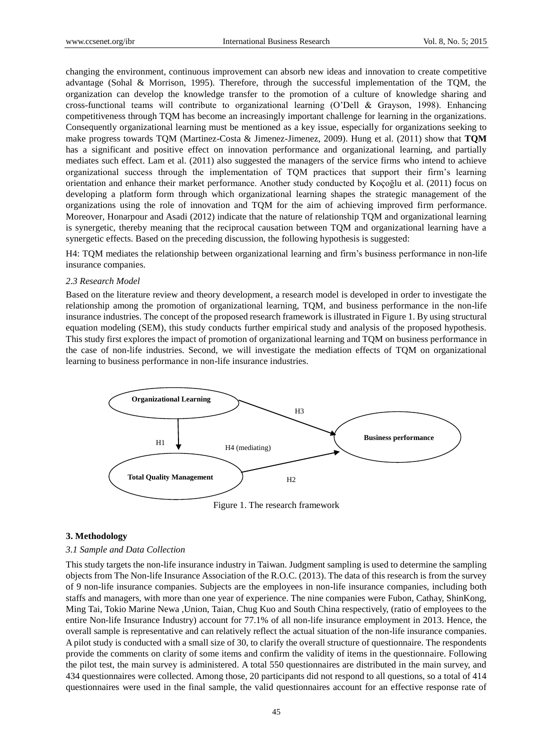changing the environment, continuous improvement can absorb new ideas and innovation to create competitive advantage (Sohal & Morrison, 1995). Therefore, through the successful implementation of the TQM, the organization can develop the knowledge transfer to the promotion of a culture of knowledge sharing and cross-functional teams will contribute to organizational learning (O'Dell & Grayson, 1998). Enhancing competitiveness through TQM has become an increasingly important challenge for learning in the organizations. Consequently organizational learning must be mentioned as a key issue, especially for organizations seeking to make progress towards TQM (Martinez-Costa & Jimenez-Jimenez, 2009). Hung et al. (2011) show that **TQM** has a significant and positive effect on innovation performance and organizational learning, and partially mediates such effect. Lam et al. (2011) also suggested the managers of the service firms who intend to achieve organizational success through the implementation of TQM practices that support their firm's learning orientation and enhance their market performance. Another study conducted by Koçoğlu et al. (2011) focus on developing a platform form through which organizational learning shapes the strategic management of the organizations using the role of innovation and TQM for the aim of achieving improved firm performance. Moreover, Honarpour and Asadi (2012) indicate that the nature of relationship TQM and organizational learning is synergetic, thereby meaning that the reciprocal causation between TQM and organizational learning have a synergetic effects. Based on the preceding discussion, the following hypothesis is suggested:

H4: TQM mediates the relationship between organizational learning and firm's business performance in non-life insurance companies.

### *2.3 Research Model*

Based on the literature review and theory development, a research model is developed in order to investigate the relationship among the promotion of organizational learning, TQM, and business performance in the non-life insurance industries. The concept of the proposed research framework is illustrated in Figure 1. By using structural equation modeling (SEM), this study conducts further empirical study and analysis of the proposed hypothesis. This study first explores the impact of promotion of organizational learning and TQM on business performance in the case of non-life industries. Second, we will investigate the mediation effects of TQM on organizational learning to business performance in non-life insurance industries.

**Organizational Learning** → (H3) → **Business performance**
**Organizational Learning** → (H1) → **Total Quality Management**
**Total Quality Management** → (H2) → **Business performance**
H4 (mediating)

Figure 1. The research framework

## 3. Methodology

### *3.1 Sample and Data Collection*

This study targets the non-life insurance industry in Taiwan. Judgment sampling is used to determine the sampling objects from The Non-life Insurance Association of the R.O.C. (2013). The data of this research is from the survey of 9 non-life insurance companies. Subjects are the employees in non-life insurance companies, including both staffs and managers, with more than one year of experience. The nine companies were Fubon, Cathay, ShinKong, Ming Tai, Tokio Marine Newa ,Union, Taian, Chug Kuo and South China respectively, (ratio of employees to the entire Non-life Insurance Industry) account for 77.1% of all non-life insurance employment in 2013. Hence, the overall sample is representative and can relatively reflect the actual situation of the non-life insurance companies. A pilot study is conducted with a small size of 30, to clarify the overall structure of questionnaire. The respondents provide the comments on clarity of some items and confirm the validity of items in the questionnaire. Following the pilot test, the main survey is administered. A total 550 questionnaires are distributed in the main survey, and 434 questionnaires were collected. Among those, 20 participants did not respond to all questions, so a total of 414 questionnaires were used in the final sample, the valid questionnaires account for an effective response rate of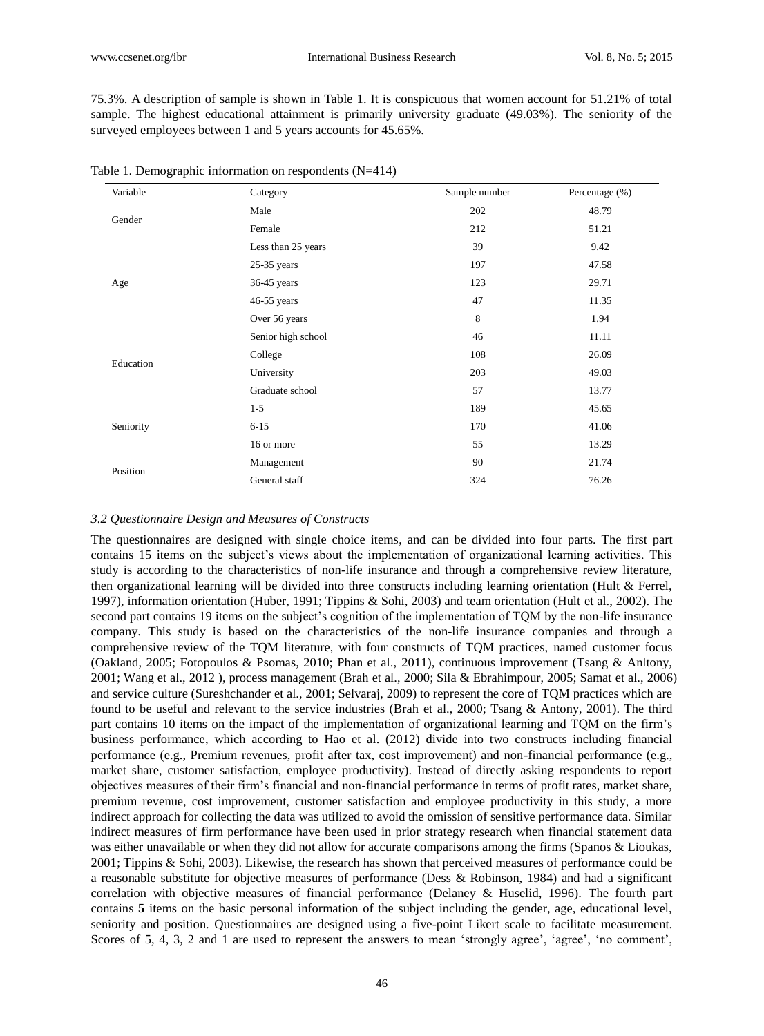75.3%. A description of sample is shown in Table 1. It is conspicuous that women account for 51.21% of total sample. The highest educational attainment is primarily university graduate (49.03%). The seniority of the surveyed employees between 1 and 5 years accounts for 45.65%.

Table 1. Demographic information on respondents (N=414)

| Variable | Category | Sample number | Percentage (%) |
|---|---|---|---|
| Gender | Male | 202 | 48.79 |
| | Female | 212 | 51.21 |
| Age | Less than 25 years | 39 | 9.42 |
| | 25-35 years | 197 | 47.58 |
| | 36-45 years | 123 | 29.71 |
| | 46-55 years | 47 | 11.35 |
| | Over 56 years | 8 | 1.94 |
| Education | Senior high school | 46 | 11.11 |
| | College | 108 | 26.09 |
| | University | 203 | 49.03 |
| | Graduate school | 57 | 13.77 |
| Seniority | 1-5 | 189 | 45.65 |
| | 6-15 | 170 | 41.06 |
| | 16 or more | 55 | 13.29 |
| Position | Management | 90 | 21.74 |
| | General staff | 324 | 76.26 |

### *3.2 Questionnaire Design and Measures of Constructs*

The questionnaires are designed with single choice items, and can be divided into four parts. The first part contains 15 items on the subject's views about the implementation of organizational learning activities. This study is according to the characteristics of non-life insurance and through a comprehensive review literature, then organizational learning will be divided into three constructs including learning orientation (Hult & Ferrel, 1997), information orientation (Huber, 1991; Tippins & Sohi, 2003) and team orientation (Hult et al., 2002). The second part contains 19 items on the subject's cognition of the implementation of TQM by the non-life insurance company. This study is based on the characteristics of the non-life insurance companies and through a comprehensive review of the TQM literature, with four constructs of TQM practices, named customer focus (Oakland, 2005; Fotopoulos & Psomas, 2010; Phan et al., 2011), continuous improvement (Tsang & Anltony, 2001; Wang et al., 2012 ), process management (Brah et al., 2000; Sila & Ebrahimpour, 2005; Samat et al., 2006) and service culture (Sureshchander et al., 2001; Selvaraj, 2009) to represent the core of TQM practices which are found to be useful and relevant to the service industries (Brah et al., 2000; Tsang & Antony, 2001). The third part contains 10 items on the impact of the implementation of organizational learning and TQM on the firm's business performance, which according to Hao et al. (2012) divide into two constructs including financial performance (e.g., Premium revenues, profit after tax, cost improvement) and non-financial performance (e.g., market share, customer satisfaction, employee productivity). Instead of directly asking respondents to report objectives measures of their firm's financial and non-financial performance in terms of profit rates, market share, premium revenue, cost improvement, customer satisfaction and employee productivity in this study, a more indirect approach for collecting the data was utilized to avoid the omission of sensitive performance data. Similar indirect measures of firm performance have been used in prior strategy research when financial statement data was either unavailable or when they did not allow for accurate comparisons among the firms (Spanos & Lioukas, 2001; Tippins & Sohi, 2003). Likewise, the research has shown that perceived measures of performance could be a reasonable substitute for objective measures of performance (Dess & Robinson, 1984) and had a significant correlation with objective measures of financial performance (Delaney & Huselid, 1996). The fourth part contains **5** items on the basic personal information of the subject including the gender, age, educational level, seniority and position. Questionnaires are designed using a five-point Likert scale to facilitate measurement. Scores of 5, 4, 3, 2 and 1 are used to represent the answers to mean 'strongly agree', 'agree', 'no comment',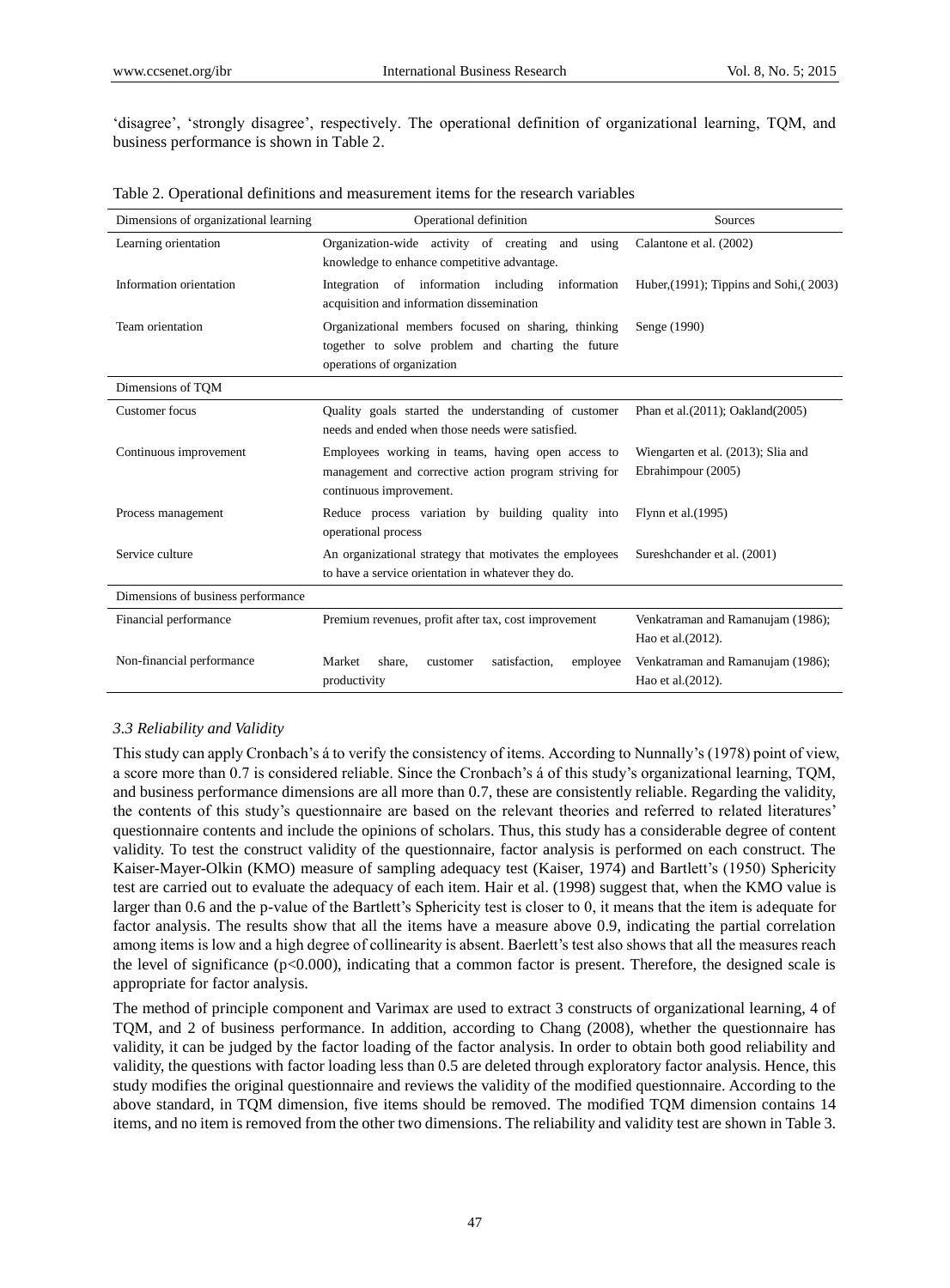'disagree', 'strongly disagree', respectively. The operational definition of organizational learning, TQM, and business performance is shown in Table 2.

Table 2. Operational definitions and measurement items for the research variables

| Dimensions of organizational learning | Operational definition | Sources |
|---|---|---|
| Learning orientation | Organization-wide activity of creating and using knowledge to enhance competitive advantage. | Calantone et al. (2002) |
| Information orientation | Integration of information including information acquisition and information dissemination | Huber,(1991); Tippins and Sohi,( 2003) |
| Team orientation | Organizational members focused on sharing, thinking together to solve problem and charting the future operations of organization | Senge (1990) |
| Dimensions of TQM | | |
| Customer focus | Quality goals started the understanding of customer needs and ended when those needs were satisfied. | Phan et al.(2011); Oakland(2005) |
| Continuous improvement | Employees working in teams, having open access to management and corrective action program striving for continuous improvement. | Wiengarten et al. (2013); Slia and Ebrahimpour (2005) |
| Process management | Reduce process variation by building quality into operational process | Flynn et al.(1995) |
| Service culture | An organizational strategy that motivates the employees to have a service orientation in whatever they do. | Sureshchander et al. (2001) |
| Dimensions of business performance | | |
| Financial performance | Premium revenues, profit after tax, cost improvement | Venkatraman and Ramanujam (1986); Hao et al.(2012). |
| Non-financial performance | Market share, customer satisfaction, employee productivity | Venkatraman and Ramanujam (1986); Hao et al.(2012). |

### *3.3 Reliability and Validity*

This study can apply Cronbach's á to verify the consistency of items. According to Nunnally's (1978) point of view, a score more than 0.7 is considered reliable. Since the Cronbach's á of this study's organizational learning, TQM, and business performance dimensions are all more than 0.7, these are consistently reliable. Regarding the validity, the contents of this study's questionnaire are based on the relevant theories and referred to related literatures' questionnaire contents and include the opinions of scholars. Thus, this study has a considerable degree of content validity. To test the construct validity of the questionnaire, factor analysis is performed on each construct. The Kaiser-Mayer-Olkin (KMO) measure of sampling adequacy test (Kaiser, 1974) and Bartlett's (1950) Sphericity test are carried out to evaluate the adequacy of each item. Hair et al. (1998) suggest that, when the KMO value is larger than 0.6 and the p-value of the Bartlett's Sphericity test is closer to 0, it means that the item is adequate for factor analysis. The results show that all the items have a measure above 0.9, indicating the partial correlation among items is low and a high degree of collinearity is absent. Baerlett's test also shows that all the measures reach the level of significance ($p<0.000$), indicating that a common factor is present. Therefore, the designed scale is appropriate for factor analysis.

The method of principle component and Varimax are used to extract 3 constructs of organizational learning, 4 of TQM, and 2 of business performance. In addition, according to Chang (2008), whether the questionnaire has validity, it can be judged by the factor loading of the factor analysis. In order to obtain both good reliability and validity, the questions with factor loading less than 0.5 are deleted through exploratory factor analysis. Hence, this study modifies the original questionnaire and reviews the validity of the modified questionnaire. According to the above standard, in TQM dimension, five items should be removed. The modified TQM dimension contains 14 items, and no item is removed from the other two dimensions. The reliability and validity test are shown in Table 3.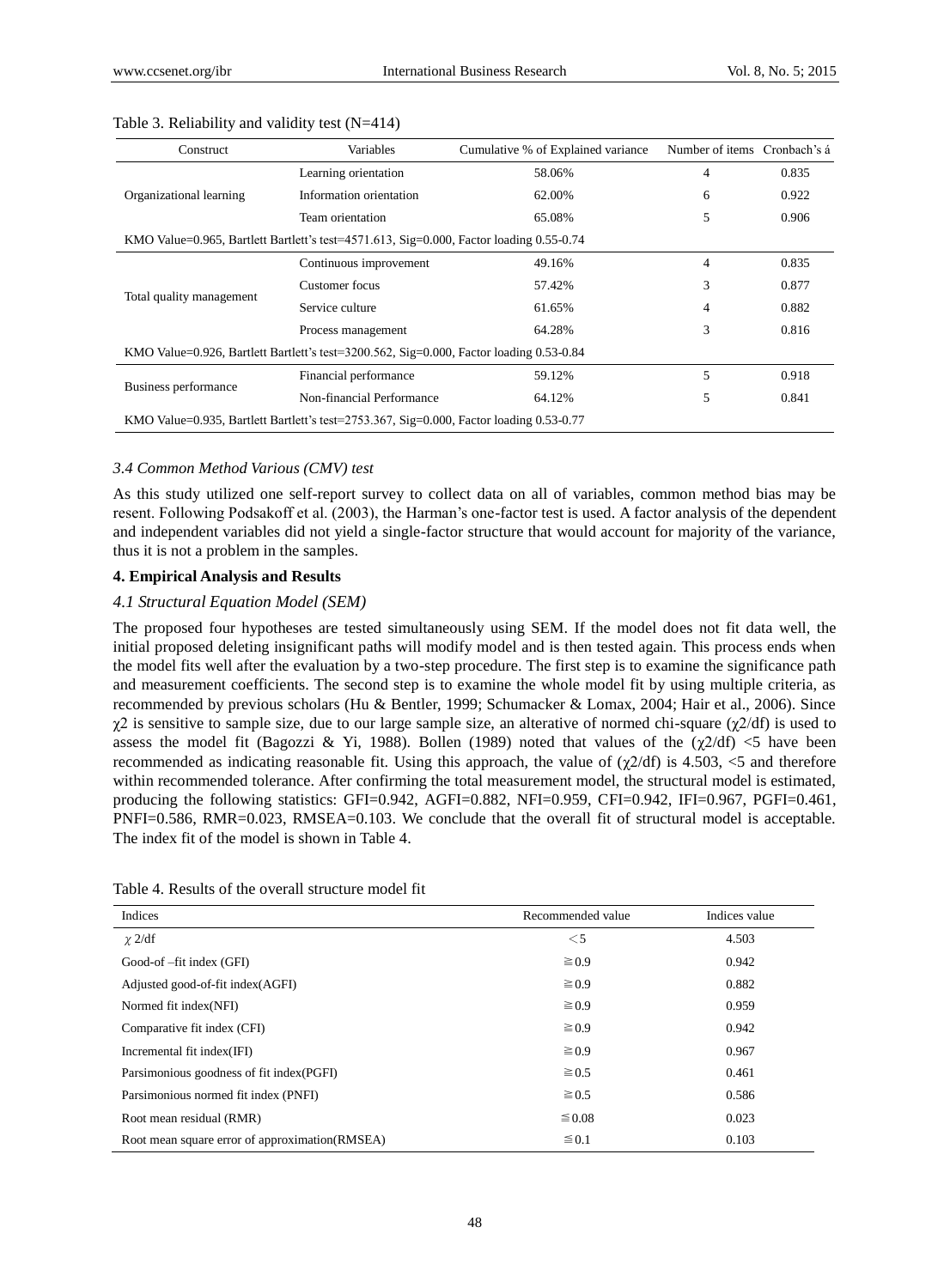Table 3. Reliability and validity test (N=414)

| Construct | Variables | Cumulative % of Explained variance | Number of items | Cronbach's á |
|---|---|---|---|---|
| Organizational learning | Learning orientation | 58.06% | 4 | 0.835 |
| | Information orientation | 62.00% | 6 | 0.922 |
| | Team orientation | 65.08% | 5 | 0.906 |
| KMO Value=0.965, Bartlett Bartlett's test=4571.613, Sig=0.000, Factor loading 0.55-0.74 | | | | |
| Total quality management | Continuous improvement | 49.16% | 4 | 0.835 |
| | Customer focus | 57.42% | 3 | 0.877 |
| | Service culture | 61.65% | 4 | 0.882 |
| | Process management | 64.28% | 3 | 0.816 |
| KMO Value=0.926, Bartlett Bartlett's test=3200.562, Sig=0.000, Factor loading 0.53-0.84 | | | | |
| Business performance | Financial performance | 59.12% | 5 | 0.918 |
| | Non-financial Performance | 64.12% | 5 | 0.841 |
| KMO Value=0.935, Bartlett Bartlett's test=2753.367, Sig=0.000, Factor loading 0.53-0.77 | | | | |

### *3.4 Common Method Various (CMV) test*

As this study utilized one self-report survey to collect data on all of variables, common method bias may be resent. Following Podsakoff et al. (2003), the Harman's one-factor test is used. A factor analysis of the dependent and independent variables did not yield a single-factor structure that would account for majority of the variance, thus it is not a problem in the samples.

## **4. Empirical Analysis and Results**

### *4.1 Structural Equation Model (SEM)*

The proposed four hypotheses are tested simultaneously using SEM. If the model does not fit data well, the initial proposed deleting insignificant paths will modify model and is then tested again. This process ends when the model fits well after the evaluation by a two-step procedure. The first step is to examine the significance path and measurement coefficients. The second step is to examine the whole model fit by using multiple criteria, as recommended by previous scholars (Hu & Bentler, 1999; Schumacker & Lomax, 2004; Hair et al., 2006). Since $\chi^2$ is sensitive to sample size, due to our large sample size, an alterative of normed chi-square ($\chi^2$/df) is used to assess the model fit (Bagozzi & Yi, 1988). Bollen (1989) noted that values of the ($\chi^2$/df) <5 have been recommended as indicating reasonable fit. Using this approach, the value of ($\chi^2$/df) is 4.503, <5 and therefore within recommended tolerance. After confirming the total measurement model, the structural model is estimated, producing the following statistics: GFI=0.942, AGFI=0.882, NFI=0.959, CFI=0.942, IFI=0.967, PGFI=0.461, PNFI=0.586, RMR=0.023, RMSEA=0.103. We conclude that the overall fit of structural model is acceptable. The index fit of the model is shown in Table 4.

Table 4. Results of the overall structure model fit

| Indices | Recommended value | Indices value |
|---|---|---|
| $\chi^2$/df | <5 | 4.503 |
| Good-of –fit index (GFI) | ≧0.9 | 0.942 |
| Adjusted good-of-fit index(AGFI) | ≧0.9 | 0.882 |
| Normed fit index(NFI) | ≧0.9 | 0.959 |
| Comparative fit index (CFI) | ≧0.9 | 0.942 |
| Incremental fit index(IFI) | ≧0.9 | 0.967 |
| Parsimonious goodness of fit index(PGFI) | ≧0.5 | 0.461 |
| Parsimonious normed fit index (PNFI) | ≧0.5 | 0.586 |
| Root mean residual (RMR) | ≦0.08 | 0.023 |
| Root mean square error of approximation(RMSEA) | ≦0.1 | 0.103 |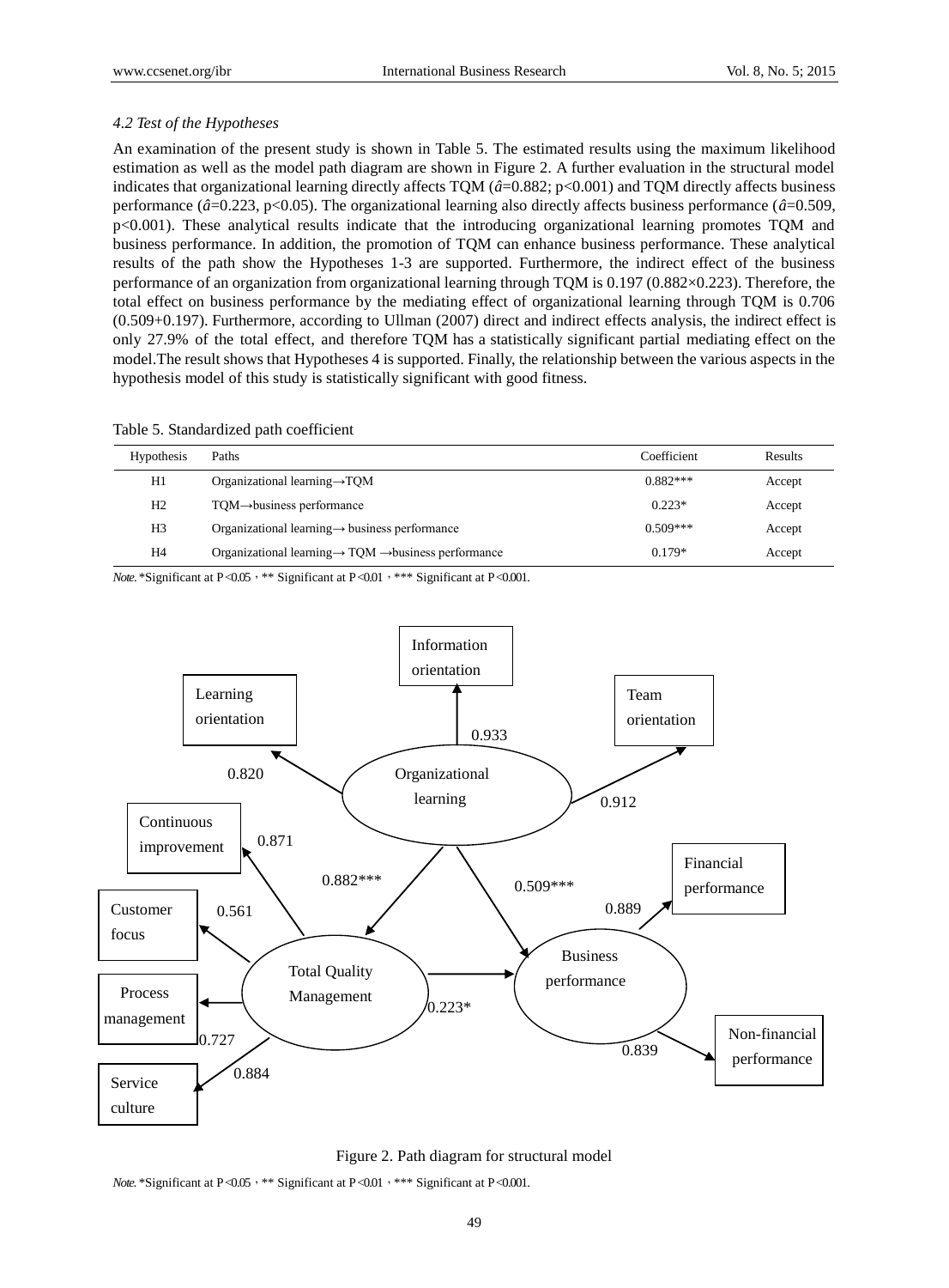*4.2 Test of the Hypotheses*

An examination of the present study is shown in Table 5. The estimated results using the maximum likelihood estimation as well as the model path diagram are shown in Figure 2. A further evaluation in the structural model indicates that organizational learning directly affects TQM ($\hat{a}=0.882$; $p<0.001$) and TQM directly affects business performance ($\hat{a}=0.223$, $p<0.05$). The organizational learning also directly affects business performance ($\hat{a}=0.509$, $p<0.001$). These analytical results indicate that the introducing organizational learning promotes TQM and business performance. In addition, the promotion of TQM can enhance business performance. These analytical results of the path show the Hypotheses 1-3 are supported. Furthermore, the indirect effect of the business performance of an organization from organizational learning through TQM is 0.197 ($0.882\times0.223$). Therefore, the total effect on business performance by the mediating effect of organizational learning through TQM is 0.706 ($0.509+0.197$). Furthermore, according to Ullman (2007) direct and indirect effects analysis, the indirect effect is only 27.9% of the total effect, and therefore TQM has a statistically significant partial mediating effect on the model.The result shows that Hypotheses 4 is supported. Finally, the relationship between the various aspects in the hypothesis model of this study is statistically significant with good fitness.

Table 5. Standardized path coefficient

| Hypothesis | Paths | Coefficient | Results |
|---|---|---|---|
| H1 | Organizational learning→TQM | 0.882*** | Accept |
| H2 | TQM→business performance | 0.223* | Accept |
| H3 | Organizational learning→ business performance | 0.509*** | Accept |
| H4 | Organizational learning→ TQM →business performance | 0.179* | Accept |

*Note*. *Significant at $P<0.05$, ** Significant at $P<0.01$, *** Significant at $P<0.001$.

Figure 2. Path diagram for structural model

*Note*. *Significant at $P<0.05$, ** Significant at $P<0.01$, *** Significant at $P<0.001$.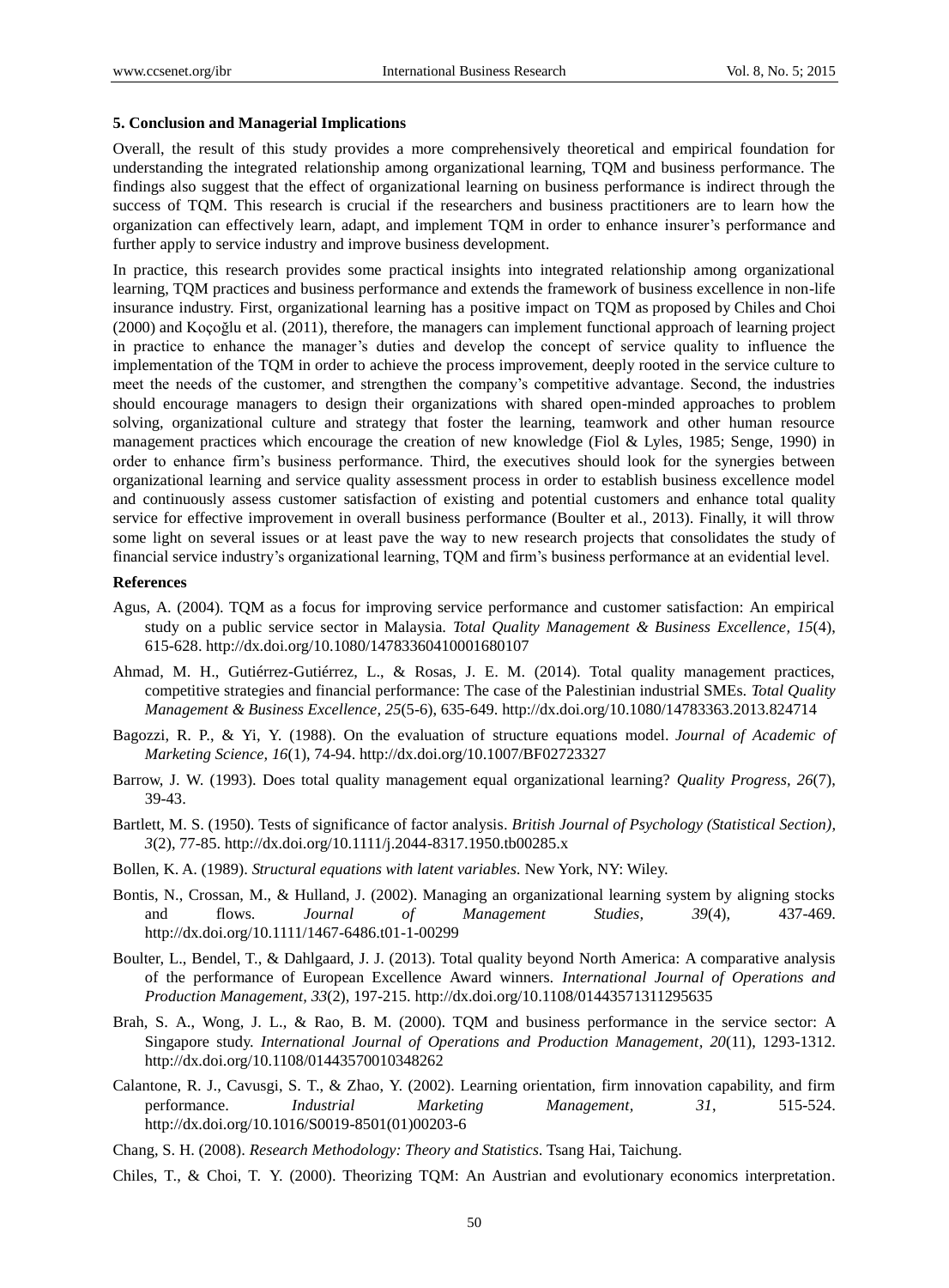## 5. Conclusion and Managerial Implications

Overall, the result of this study provides a more comprehensively theoretical and empirical foundation for understanding the integrated relationship among organizational learning, TQM and business performance. The findings also suggest that the effect of organizational learning on business performance is indirect through the success of TQM. This research is crucial if the researchers and business practitioners are to learn how the organization can effectively learn, adapt, and implement TQM in order to enhance insurer's performance and further apply to service industry and improve business development.

In practice, this research provides some practical insights into integrated relationship among organizational learning, TQM practices and business performance and extends the framework of business excellence in non-life insurance industry. First, organizational learning has a positive impact on TQM as proposed by Chiles and Choi (2000) and Koçoğlu et al. (2011), therefore, the managers can implement functional approach of learning project in practice to enhance the manager's duties and develop the concept of service quality to influence the implementation of the TQM in order to achieve the process improvement, deeply rooted in the service culture to meet the needs of the customer, and strengthen the company's competitive advantage. Second, the industries should encourage managers to design their organizations with shared open-minded approaches to problem solving, organizational culture and strategy that foster the learning, teamwork and other human resource management practices which encourage the creation of new knowledge (Fiol & Lyles, 1985; Senge, 1990) in order to enhance firm's business performance. Third, the executives should look for the synergies between organizational learning and service quality assessment process in order to establish business excellence model and continuously assess customer satisfaction of existing and potential customers and enhance total quality service for effective improvement in overall business performance (Boulter et al., 2013). Finally, it will throw some light on several issues or at least pave the way to new research projects that consolidates the study of financial service industry's organizational learning, TQM and firm's business performance at an evidential level.

### References

Agus, A. (2004). TQM as a focus for improving service performance and customer satisfaction: An empirical study on a public service sector in Malaysia. *Total Quality Management & Business Excellence, 15*(4), 615-628. http://dx.doi.org/10.1080/14783360410001680107

Ahmad, M. H., Gutiérrez-Gutiérrez, L., & Rosas, J. E. M. (2014). Total quality management practices, competitive strategies and financial performance: The case of the Palestinian industrial SMEs. *Total Quality Management & Business Excellence, 25*(5-6), 635-649. http://dx.doi.org/10.1080/14783363.2013.824714

Bagozzi, R. P., & Yi, Y. (1988). On the evaluation of structure equations model. *Journal of Academic of Marketing Science, 16*(1), 74-94. http://dx.doi.org/10.1007/BF02723327

Barrow, J. W. (1993). Does total quality management equal organizational learning? *Quality Progress, 26*(7), 39-43.

Bartlett, M. S. (1950). Tests of significance of factor analysis. *British Journal of Psychology (Statistical Section), 3*(2), 77-85. http://dx.doi.org/10.1111/j.2044-8317.1950.tb00285.x

Bollen, K. A. (1989). *Structural equations with latent variables.* New York, NY: Wiley.

Bontis, N., Crossan, M., & Hulland, J. (2002). Managing an organizational learning system by aligning stocks and flows. *Journal of Management Studies, 39*(4), 437-469. http://dx.doi.org/10.1111/1467-6486.t01-1-00299

Boulter, L., Bendel, T., & Dahlgaard, J. J. (2013). Total quality beyond North America: A comparative analysis of the performance of European Excellence Award winners. *International Journal of Operations and Production Management, 33*(2), 197-215. http://dx.doi.org/10.1108/01443571311295635

Brah, S. A., Wong, J. L., & Rao, B. M. (2000). TQM and business performance in the service sector: A Singapore study. *International Journal of Operations and Production Management, 20*(11), 1293-1312. http://dx.doi.org/10.1108/01443570010348262

Calantone, R. J., Cavusgi, S. T., & Zhao, Y. (2002). Learning orientation, firm innovation capability, and firm performance. *Industrial Marketing Management, 31*, 515-524. http://dx.doi.org/10.1016/S0019-8501(01)00203-6

Chang, S. H. (2008). *Research Methodology: Theory and Statistics.* Tsang Hai, Taichung.

Chiles, T., & Choi, T. Y. (2000). Theorizing TQM: An Austrian and evolutionary economics interpretation.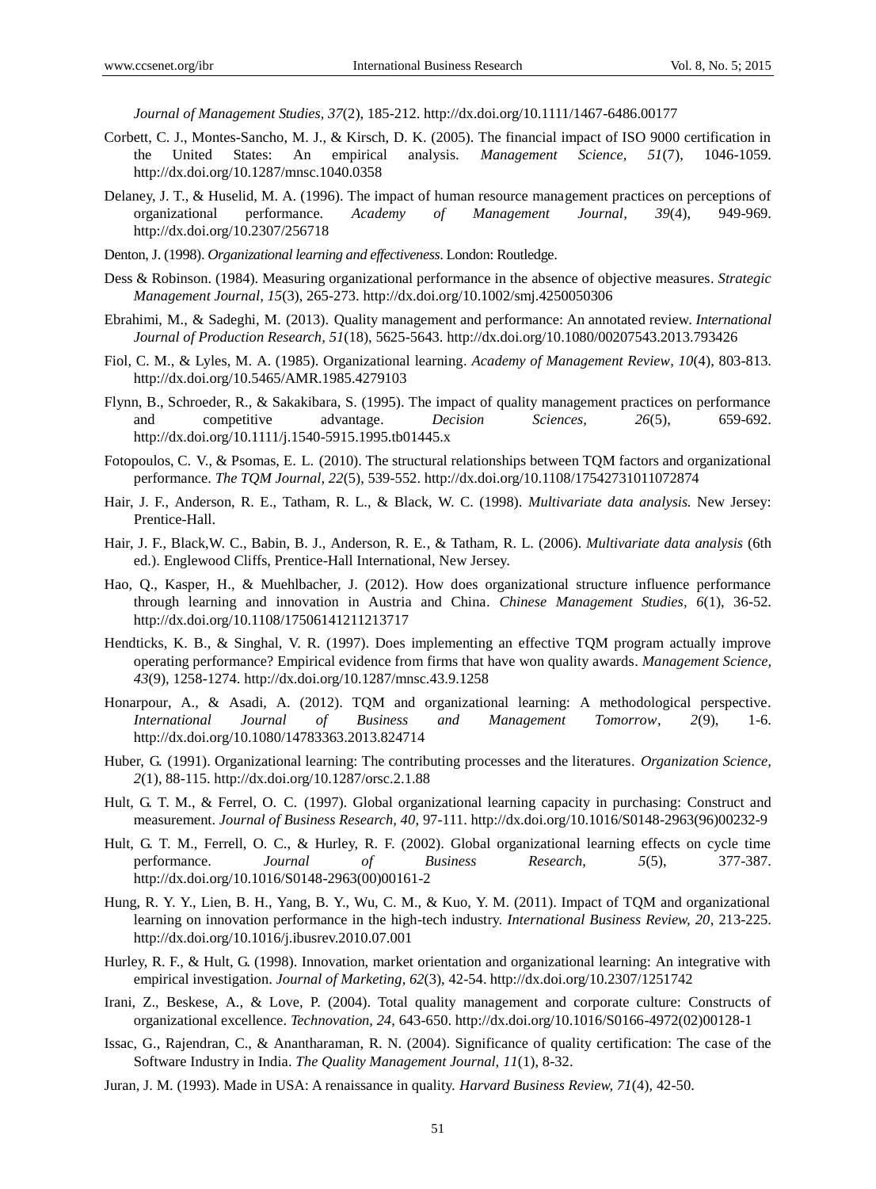*Journal of Management Studies, 37*(2), 185-212. http://dx.doi.org/10.1111/1467-6486.00177

Corbett, C. J., Montes-Sancho, M. J., & Kirsch, D. K. (2005). The financial impact of ISO 9000 certification in the United States: An empirical analysis. *Management Science, 51*(7), 1046-1059. http://dx.doi.org/10.1287/mnsc.1040.0358

Delaney, J. T., & Huselid, M. A. (1996). The impact of human resource management practices on perceptions of organizational performance. *Academy of Management Journal*, *39*(4), 949-969. http://dx.doi.org/10.2307/256718

Denton, J. (1998). *Organizational learning and effectiveness*. London: Routledge.

Dess & Robinson. (1984). Measuring organizational performance in the absence of objective measures. *Strategic Management Journal, 15*(3), 265-273. http://dx.doi.org/10.1002/smj.4250050306

Ebrahimi, M., & Sadeghi, M. (2013). Quality management and performance: An annotated review. *International Journal of Production Research, 51*(18), 5625-5643. http://dx.doi.org/10.1080/00207543.2013.793426

Fiol, C. M., & Lyles, M. A. (1985). Organizational learning. *Academy of Management Review, 10*(4), 803-813. http://dx.doi.org/10.5465/AMR.1985.4279103

Flynn, B., Schroeder, R., & Sakakibara, S. (1995). The impact of quality management practices on performance and competitive advantage. *Decision Sciences, 26*(5), 659-692. http://dx.doi.org/10.1111/j.1540-5915.1995.tb01445.x

Fotopoulos, C. V., & Psomas, E. L. (2010). The structural relationships between TQM factors and organizational performance. *The TQM Journal, 22*(5), 539-552. http://dx.doi.org/10.1108/17542731011072874

Hair, J. F., Anderson, R. E., Tatham, R. L., & Black, W. C. (1998). *Multivariate data analysis.* New Jersey: Prentice-Hall.

Hair, J. F., Black,W. C., Babin, B. J., Anderson, R. E., & Tatham, R. L. (2006). *Multivariate data analysis* (6th ed.). Englewood Cliffs, Prentice-Hall International, New Jersey.

Hao, Q., Kasper, H., & Muehlbacher, J. (2012). How does organizational structure influence performance through learning and innovation in Austria and China. *Chinese Management Studies, 6*(1), 36-52. http://dx.doi.org/10.1108/17506141211213717

Hendticks, K. B., & Singhal, V. R. (1997). Does implementing an effective TQM program actually improve operating performance? Empirical evidence from firms that have won quality awards. *Management Science, 43*(9), 1258-1274. http://dx.doi.org/10.1287/mnsc.43.9.1258

Honarpour, A., & Asadi, A. (2012). TQM and organizational learning: A methodological perspective. *International Journal of Business and Management Tomorrow*, *2*(9), 1-6. http://dx.doi.org/10.1080/14783363.2013.824714

Huber, G. (1991). Organizational learning: The contributing processes and the literatures. *Organization Science, 2*(1), 88-115. http://dx.doi.org/10.1287/orsc.2.1.88

Hult, G. T. M., & Ferrel, O. C. (1997). Global organizational learning capacity in purchasing: Construct and measurement. *Journal of Business Research, 40*, 97-111. http://dx.doi.org/10.1016/S0148-2963(96)00232-9

Hult, G. T. M., Ferrell, O. C., & Hurley, R. F. (2002). Global organizational learning effects on cycle time performance. *Journal of Business Research*, *5*(5), 377-387. http://dx.doi.org/10.1016/S0148-2963(00)00161-2

Hung, R. Y. Y., Lien, B. H., Yang, B. Y., Wu, C. M., & Kuo, Y. M. (2011). Impact of TQM and organizational learning on innovation performance in the high-tech industry. *International Business Review, 20*, 213-225. http://dx.doi.org/10.1016/j.ibusrev.2010.07.001

Hurley, R. F., & Hult, G. (1998). Innovation, market orientation and organizational learning: An integrative with empirical investigation. *Journal of Marketing, 62*(3), 42-54. http://dx.doi.org/10.2307/1251742

Irani, Z., Beskese, A., & Love, P. (2004). Total quality management and corporate culture: Constructs of organizational excellence. *Technovation, 24*, 643-650. http://dx.doi.org/10.1016/S0166-4972(02)00128-1

Issac, G., Rajendran, C., & Anantharaman, R. N. (2004). Significance of quality certification: The case of the Software Industry in India. *The Quality Management Journal, 11*(1), 8-32.

Juran, J. M. (1993). Made in USA: A renaissance in quality. *Harvard Business Review, 71*(4), 42-50.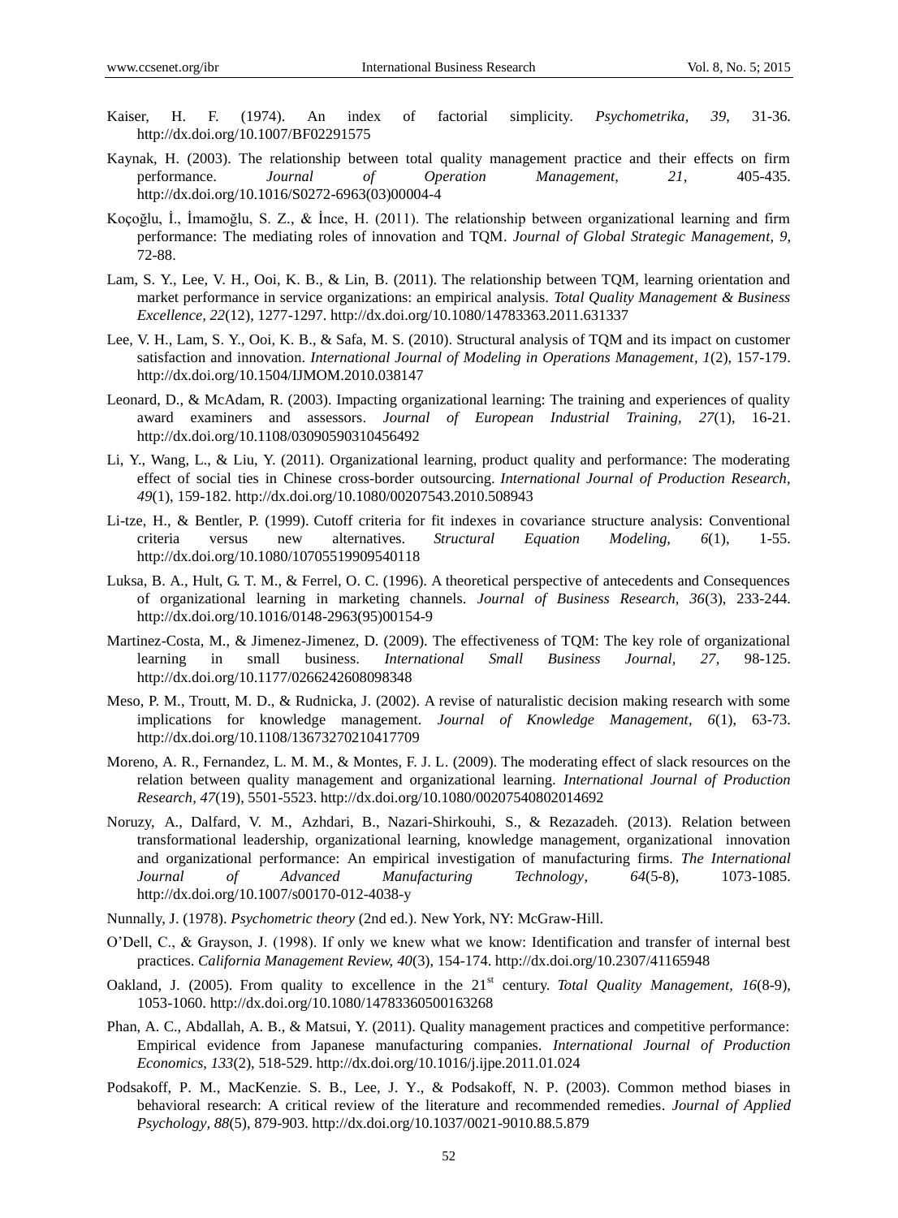Kaiser, H. F. (1974). An index of factorial simplicity. *Psychometrika*, *39*, 31-36. http://dx.doi.org/10.1007/BF02291575

Kaynak, H. (2003). The relationship between total quality management practice and their effects on firm performance. *Journal of Operation Management*, *21*, 405-435. http://dx.doi.org/10.1016/S0272-6963(03)00004-4

Koçoğlu, İ., İmamoğlu, S. Z., & İnce, H. (2011). The relationship between organizational learning and firm performance: The mediating roles of innovation and TQM. *Journal of Global Strategic Management*, *9*, 72-88.

Lam, S. Y., Lee, V. H., Ooi, K. B., & Lin, B. (2011). The relationship between TQM, learning orientation and market performance in service organizations: an empirical analysis. *Total Quality Management & Business Excellence*, *22*(12), 1277-1297. http://dx.doi.org/10.1080/14783363.2011.631337

Lee, V. H., Lam, S. Y., Ooi, K. B., & Safa, M. S. (2010). Structural analysis of TQM and its impact on customer satisfaction and innovation. *International Journal of Modeling in Operations Management*, *1*(2), 157-179. http://dx.doi.org/10.1504/IJMOM.2010.038147

Leonard, D., & McAdam, R. (2003). Impacting organizational learning: The training and experiences of quality award examiners and assessors. *Journal of European Industrial Training*, *27*(1), 16-21. http://dx.doi.org/10.1108/03090590310456492

Li, Y., Wang, L., & Liu, Y. (2011). Organizational learning, product quality and performance: The moderating effect of social ties in Chinese cross-border outsourcing. *International Journal of Production Research*, *49*(1), 159-182. http://dx.doi.org/10.1080/00207543.2010.508943

Li-tze, H., & Bentler, P. (1999). Cutoff criteria for fit indexes in covariance structure analysis: Conventional criteria versus new alternatives. *Structural Equation Modeling*, *6*(1), 1-55. http://dx.doi.org/10.1080/10705519909540118

Luksa, B. A., Hult, G. T. M., & Ferrel, O. C. (1996). A theoretical perspective of antecedents and Consequences of organizational learning in marketing channels. *Journal of Business Research*, *36*(3), 233-244. http://dx.doi.org/10.1016/0148-2963(95)00154-9

Martinez-Costa, M., & Jimenez-Jimenez, D. (2009). The effectiveness of TQM: The key role of organizational learning in small business. *International Small Business Journal*, *27*, 98-125. http://dx.doi.org/10.1177/0266242608098348

Meso, P. M., Troutt, M. D., & Rudnicka, J. (2002). A revise of naturalistic decision making research with some implications for knowledge management. *Journal of Knowledge Management*, *6*(1), 63-73. http://dx.doi.org/10.1108/13673270210417709

Moreno, A. R., Fernandez, L. M. M., & Montes, F. J. L. (2009). The moderating effect of slack resources on the relation between quality management and organizational learning. *International Journal of Production Research*, *47*(19), 5501-5523. http://dx.doi.org/10.1080/00207540802014692

Noruzy, A., Dalfard, V. M., Azhdari, B., Nazari-Shirkouhi, S., & Rezazadeh. (2013). Relation between transformational leadership, organizational learning, knowledge management, organizational innovation and organizational performance: An empirical investigation of manufacturing firms. *The International Journal of Advanced Manufacturing Technology*, *64*(5-8), 1073-1085. http://dx.doi.org/10.1007/s00170-012-4038-y

Nunnally, J. (1978). *Psychometric theory* (2nd ed.). New York, NY: McGraw-Hill.

O'Dell, C., & Grayson, J. (1998). If only we knew what we know: Identification and transfer of internal best practices. *California Management Review*, *40*(3), 154-174. http://dx.doi.org/10.2307/41165948

Oakland, J. (2005). From quality to excellence in the 21st century. *Total Quality Management*, *16*(8-9), 1053-1060. http://dx.doi.org/10.1080/14783360500163268

Phan, A. C., Abdallah, A. B., & Matsui, Y. (2011). Quality management practices and competitive performance: Empirical evidence from Japanese manufacturing companies. *International Journal of Production Economics*, *133*(2), 518-529. http://dx.doi.org/10.1016/j.ijpe.2011.01.024

Podsakoff, P. M., MacKenzie. S. B., Lee, J. Y., & Podsakoff, N. P. (2003). Common method biases in behavioral research: A critical review of the literature and recommended remedies. *Journal of Applied Psychology*, *88*(5), 879-903. http://dx.doi.org/10.1037/0021-9010.88.5.879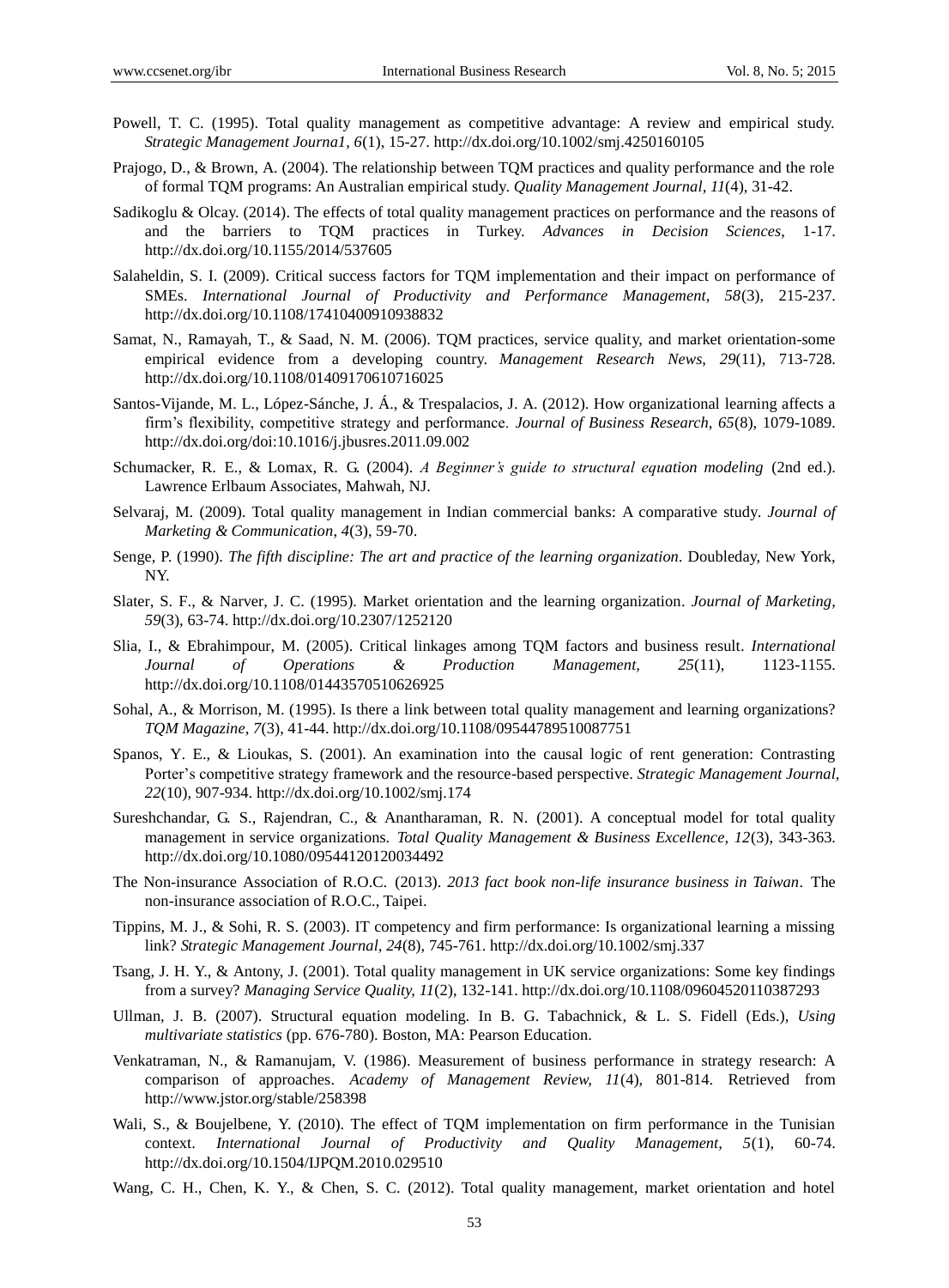Powell, T. C. (1995). Total quality management as competitive advantage: A review and empirical study. *Strategic Management Journa1*, *6*(1), 15-27. http://dx.doi.org/10.1002/smj.4250160105

Prajogo, D., & Brown, A. (2004). The relationship between TQM practices and quality performance and the role of formal TQM programs: An Australian empirical study. *Quality Management Journal*, *11*(4), 31-42.

Sadikoglu & Olcay. (2014). The effects of total quality management practices on performance and the reasons of and the barriers to TQM practices in Turkey. *Advances in Decision Sciences*, 1-17. http://dx.doi.org/10.1155/2014/537605

Salaheldin, S. I. (2009). Critical success factors for TQM implementation and their impact on performance of SMEs. *International Journal of Productivity and Performance Management, 58*(3), 215-237. http://dx.doi.org/10.1108/17410400910938832

Samat, N., Ramayah, T., & Saad, N. M. (2006). TQM practices, service quality, and market orientation-some empirical evidence from a developing country. *Management Research News, 29*(11), 713-728. http://dx.doi.org/10.1108/01409170610716025

Santos-Vijande, M. L., López-Sánche, J. Á., & Trespalacios, J. A. (2012). How organizational learning affects a firm's flexibility, competitive strategy and performance. *Journal of Business Research, 65*(8), 1079-1089. http://dx.doi.org/doi:10.1016/j.jbusres.2011.09.002

Schumacker, R. E., & Lomax, R. G. (2004). *A Beginner's guide to structural equation modeling* (2nd ed.). Lawrence Erlbaum Associates, Mahwah, NJ.

Selvaraj, M. (2009). Total quality management in Indian commercial banks: A comparative study. *Journal of Marketing & Communication, 4*(3), 59-70.

Senge, P. (1990). *The fifth discipline: The art and practice of the learning organization*. Doubleday, New York, NY.

Slater, S. F., & Narver, J. C. (1995). Market orientation and the learning organization. *Journal of Marketing, 59*(3), 63-74. http://dx.doi.org/10.2307/1252120

Slia, I., & Ebrahimpour, M. (2005). Critical linkages among TQM factors and business result. *International Journal of Operations & Production Management, 25*(11), 1123-1155. http://dx.doi.org/10.1108/01443570510626925

Sohal, A., & Morrison, M. (1995). Is there a link between total quality management and learning organizations? *TQM Magazine, 7*(3), 41-44. http://dx.doi.org/10.1108/09544789510087751

Spanos, Y. E., & Lioukas, S. (2001). An examination into the causal logic of rent generation: Contrasting Porter's competitive strategy framework and the resource-based perspective. *Strategic Management Journal, 22*(10), 907-934. http://dx.doi.org/10.1002/smj.174

Sureshchandar, G. S., Rajendran, C., & Anantharaman, R. N. (2001). A conceptual model for total quality management in service organizations. *Total Quality Management & Business Excellence, 12*(3), 343-363. http://dx.doi.org/10.1080/09544120120034492

The Non-insurance Association of R.O.C. (2013). *2013 fact book non-life insurance business in Taiwan*. The non-insurance association of R.O.C., Taipei.

Tippins, M. J., & Sohi, R. S. (2003). IT competency and firm performance: Is organizational learning a missing link? *Strategic Management Journal, 24*(8), 745-761. http://dx.doi.org/10.1002/smj.337

Tsang, J. H. Y., & Antony, J. (2001). Total quality management in UK service organizations: Some key findings from a survey? *Managing Service Quality, 11*(2), 132-141. http://dx.doi.org/10.1108/09604520110387293

Ullman, J. B. (2007). Structural equation modeling. In B. G. Tabachnick, & L. S. Fidell (Eds.), *Using multivariate statistics* (pp. 676-780). Boston, MA: Pearson Education.

Venkatraman, N., & Ramanujam, V. (1986). Measurement of business performance in strategy research: A comparison of approaches. *Academy of Management Review, 11*(4), 801-814. Retrieved from http://www.jstor.org/stable/258398

Wali, S., & Boujelbene, Y. (2010). The effect of TQM implementation on firm performance in the Tunisian context. *International Journal of Productivity and Quality Management, 5*(1), 60-74. http://dx.doi.org/10.1504/IJPQM.2010.029510

Wang, C. H., Chen, K. Y., & Chen, S. C. (2012). Total quality management, market orientation and hotel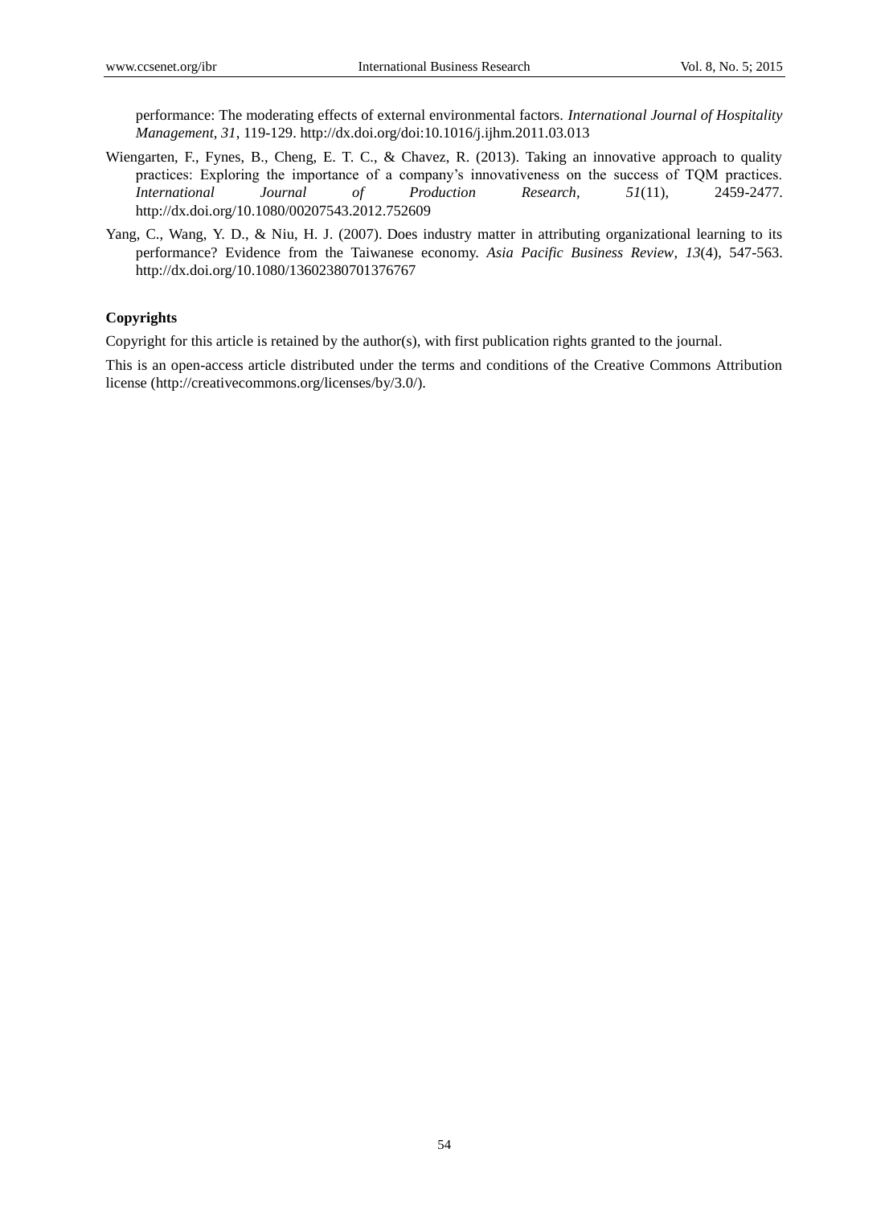performance: The moderating effects of external environmental factors. *International Journal of Hospitality Management, 31*, 119-129. http://dx.doi.org/doi:10.1016/j.ijhm.2011.03.013

Wiengarten, F., Fynes, B., Cheng, E. T. C., & Chavez, R. (2013). Taking an innovative approach to quality practices: Exploring the importance of a company's innovativeness on the success of TQM practices. *International Journal of Production Research*, *51*(11), 2459-2477. http://dx.doi.org/10.1080/00207543.2012.752609

Yang, C., Wang, Y. D., & Niu, H. J. (2007). Does industry matter in attributing organizational learning to its performance? Evidence from the Taiwanese economy. *Asia Pacific Business Review, 13*(4), 547-563. http://dx.doi.org/10.1080/13602380701376767

**Copyrights**

Copyright for this article is retained by the author(s), with first publication rights granted to the journal.

This is an open-access article distributed under the terms and conditions of the Creative Commons Attribution license (http://creativecommons.org/licenses/by/3.0/).